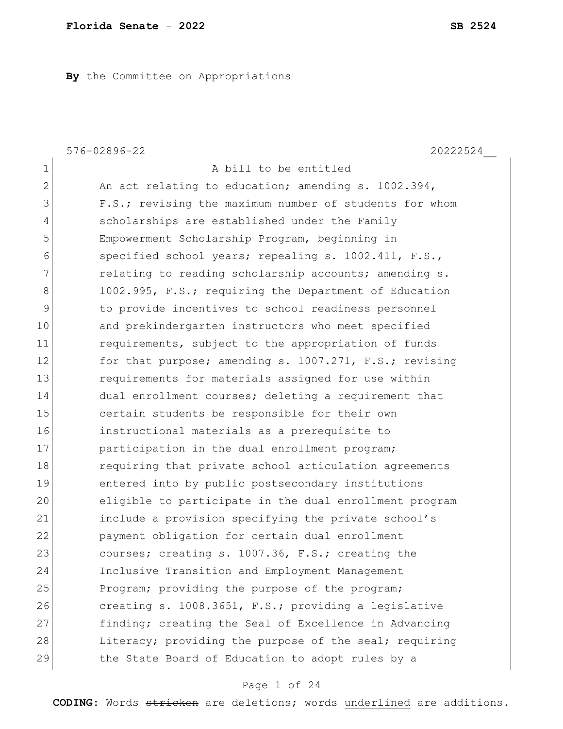**By** the Committee on Appropriations

576-02896-22 20222524__

1 A bill to be entitled
2 An act relating to education; amending s. 1002.394,
3 F.S.; revising the maximum number of students for whom
4 scholarships are established under the Family
5 Empowerment Scholarship Program, beginning in
6 specified school years; repealing s. 1002.411, F.S.,
7 relating to reading scholarship accounts; amending s.
8 1002.995, F.S.; requiring the Department of Education
9 to provide incentives to school readiness personnel
10 and prekindergarten instructors who meet specified
11 requirements, subject to the appropriation of funds
12 for that purpose; amending s. 1007.271, F.S.; revising
13 requirements for materials assigned for use within
14 dual enrollment courses; deleting a requirement that
15 certain students be responsible for their own
16 instructional materials as a prerequisite to
17 participation in the dual enrollment program;
18 requiring that private school articulation agreements
19 entered into by public postsecondary institutions
20 eligible to participate in the dual enrollment program
21 include a provision specifying the private school's
22 payment obligation for certain dual enrollment
23 courses; creating s. 1007.36, F.S.; creating the
24 Inclusive Transition and Employment Management
25 Program; providing the purpose of the program;
26 creating s. 1008.3651, F.S.; providing a legislative
27 finding; creating the Seal of Excellence in Advancing
28 Literacy; providing the purpose of the seal; requiring
29 the State Board of Education to adopt rules by a

**CODING:** Words ~~stricken~~ are deletions; words underlined are additions.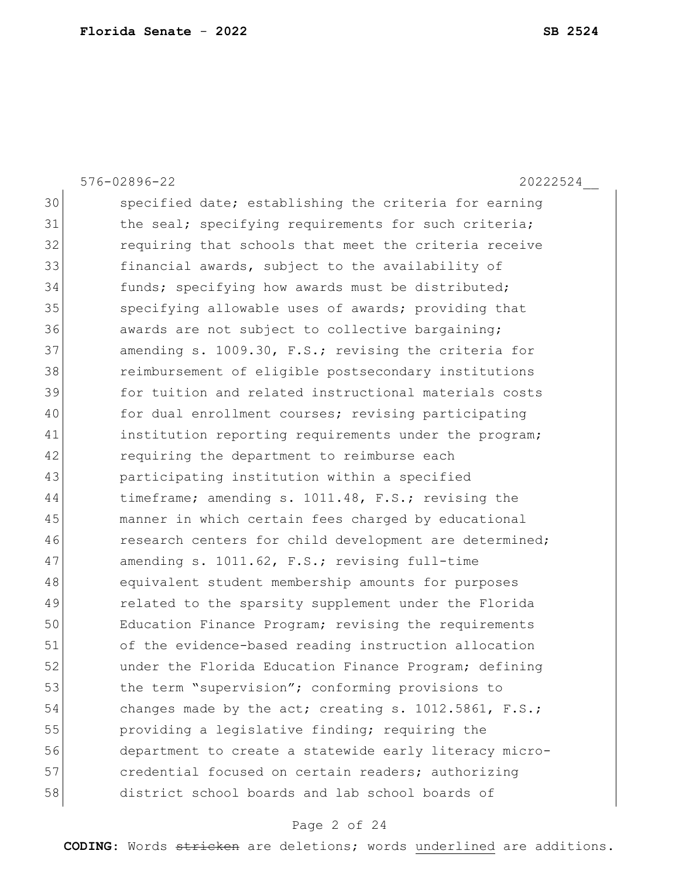576-02896-22 20222524__

30 specified date; establishing the criteria for earning
31 the seal; specifying requirements for such criteria;
32 requiring that schools that meet the criteria receive
33 financial awards, subject to the availability of
34 funds; specifying how awards must be distributed;
35 specifying allowable uses of awards; providing that
36 awards are not subject to collective bargaining;
37 amending s. 1009.30, F.S.; revising the criteria for
38 reimbursement of eligible postsecondary institutions
39 for tuition and related instructional materials costs
40 for dual enrollment courses; revising participating
41 institution reporting requirements under the program;
42 requiring the department to reimburse each
43 participating institution within a specified
44 timeframe; amending s. 1011.48, F.S.; revising the
45 manner in which certain fees charged by educational
46 research centers for child development are determined;
47 amending s. 1011.62, F.S.; revising full-time
48 equivalent student membership amounts for purposes
49 related to the sparsity supplement under the Florida
50 Education Finance Program; revising the requirements
51 of the evidence-based reading instruction allocation
52 under the Florida Education Finance Program; defining
53 the term "supervision"; conforming provisions to
54 changes made by the act; creating s. 1012.5861, F.S.;
55 providing a legislative finding; requiring the
56 department to create a statewide early literacy micro-
57 credential focused on certain readers; authorizing
58 district school boards and lab school boards of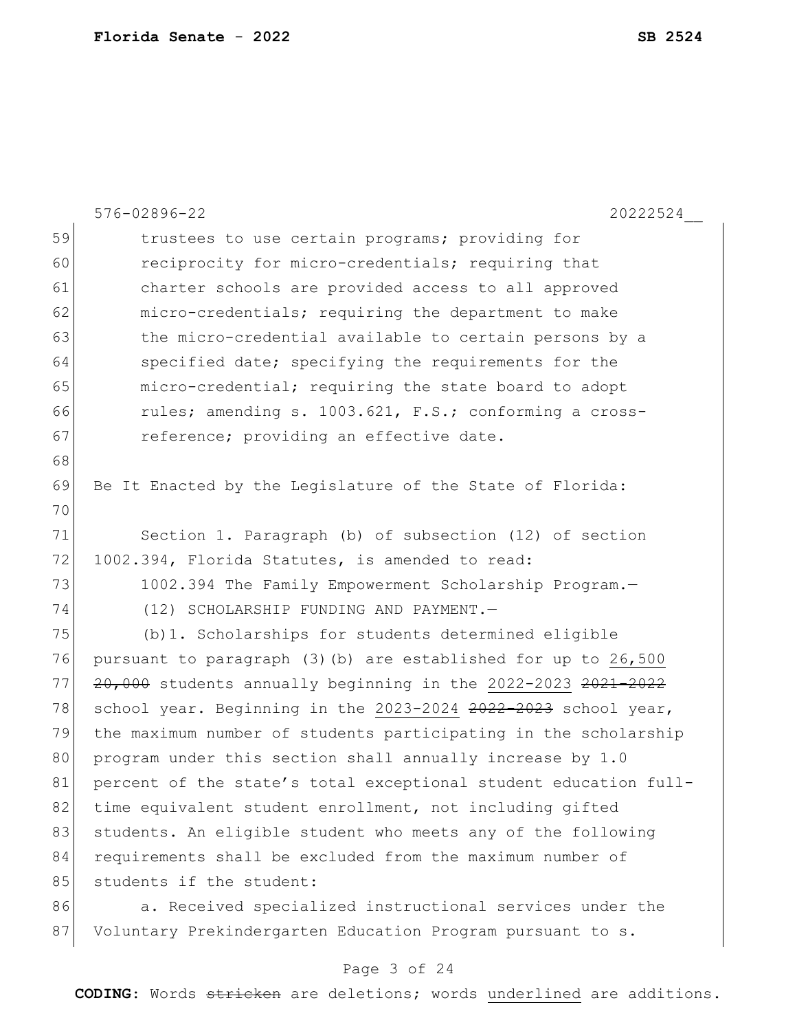trustees to use certain programs; providing for reciprocity for micro-credentials; requiring that charter schools are provided access to all approved micro-credentials; requiring the department to make the micro-credential available to certain persons by a specified date; specifying the requirements for the micro-credential; requiring the state board to adopt rules; amending s. 1003.621, F.S.; conforming a cross-reference; providing an effective date.

Be It Enacted by the Legislature of the State of Florida:

Section 1. Paragraph (b) of subsection (12) of section 1002.394, Florida Statutes, is amended to read:

1002.394 The Family Empowerment Scholarship Program.—

(12) SCHOLARSHIP FUNDING AND PAYMENT.—

(b)1. Scholarships for students determined eligible pursuant to paragraph (3)(b) are established for up to <u>26,500</u> ~~20,000~~ students annually beginning in the <u>2022-2023</u> ~~2021-2022~~ school year. Beginning in the <u>2023-2024</u> ~~2022-2023~~ school year, the maximum number of students participating in the scholarship program under this section shall annually increase by 1.0 percent of the state's total exceptional student education full-time equivalent student enrollment, not including gifted students. An eligible student who meets any of the following requirements shall be excluded from the maximum number of students if the student:

a. Received specialized instructional services under the Voluntary Prekindergarten Education Program pursuant to s.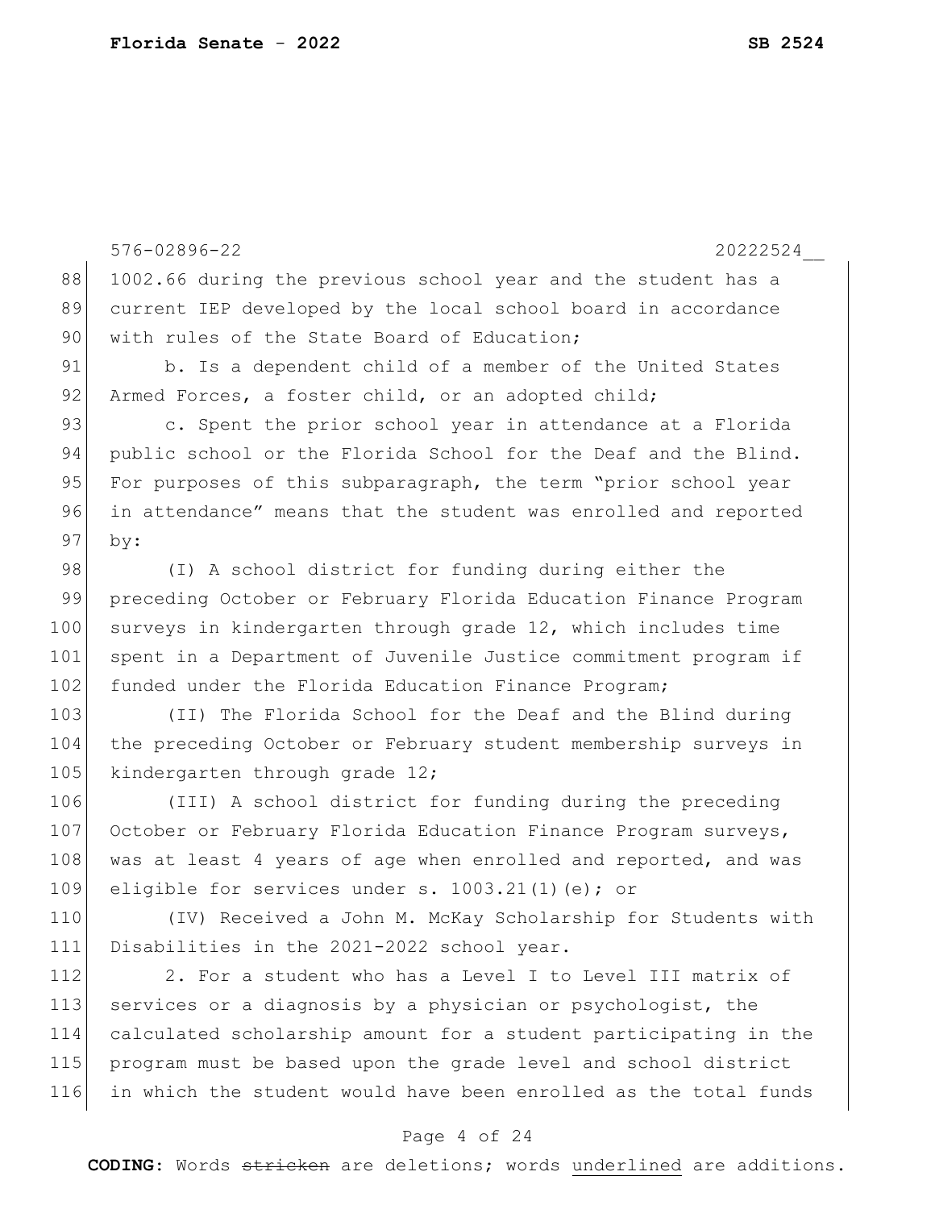1002.66 during the previous school year and the student has a current IEP developed by the local school board in accordance with rules of the State Board of Education;

b. Is a dependent child of a member of the United States Armed Forces, a foster child, or an adopted child;

c. Spent the prior school year in attendance at a Florida public school or the Florida School for the Deaf and the Blind. For purposes of this subparagraph, the term "prior school year in attendance" means that the student was enrolled and reported by:

(I) A school district for funding during either the preceding October or February Florida Education Finance Program surveys in kindergarten through grade 12, which includes time spent in a Department of Juvenile Justice commitment program if funded under the Florida Education Finance Program;

(II) The Florida School for the Deaf and the Blind during the preceding October or February student membership surveys in kindergarten through grade 12;

(III) A school district for funding during the preceding October or February Florida Education Finance Program surveys, was at least 4 years of age when enrolled and reported, and was eligible for services under s. 1003.21(1)(e); or

(IV) Received a John M. McKay Scholarship for Students with Disabilities in the 2021-2022 school year.

2. For a student who has a Level I to Level III matrix of services or a diagnosis by a physician or psychologist, the calculated scholarship amount for a student participating in the program must be based upon the grade level and school district in which the student would have been enrolled as the total funds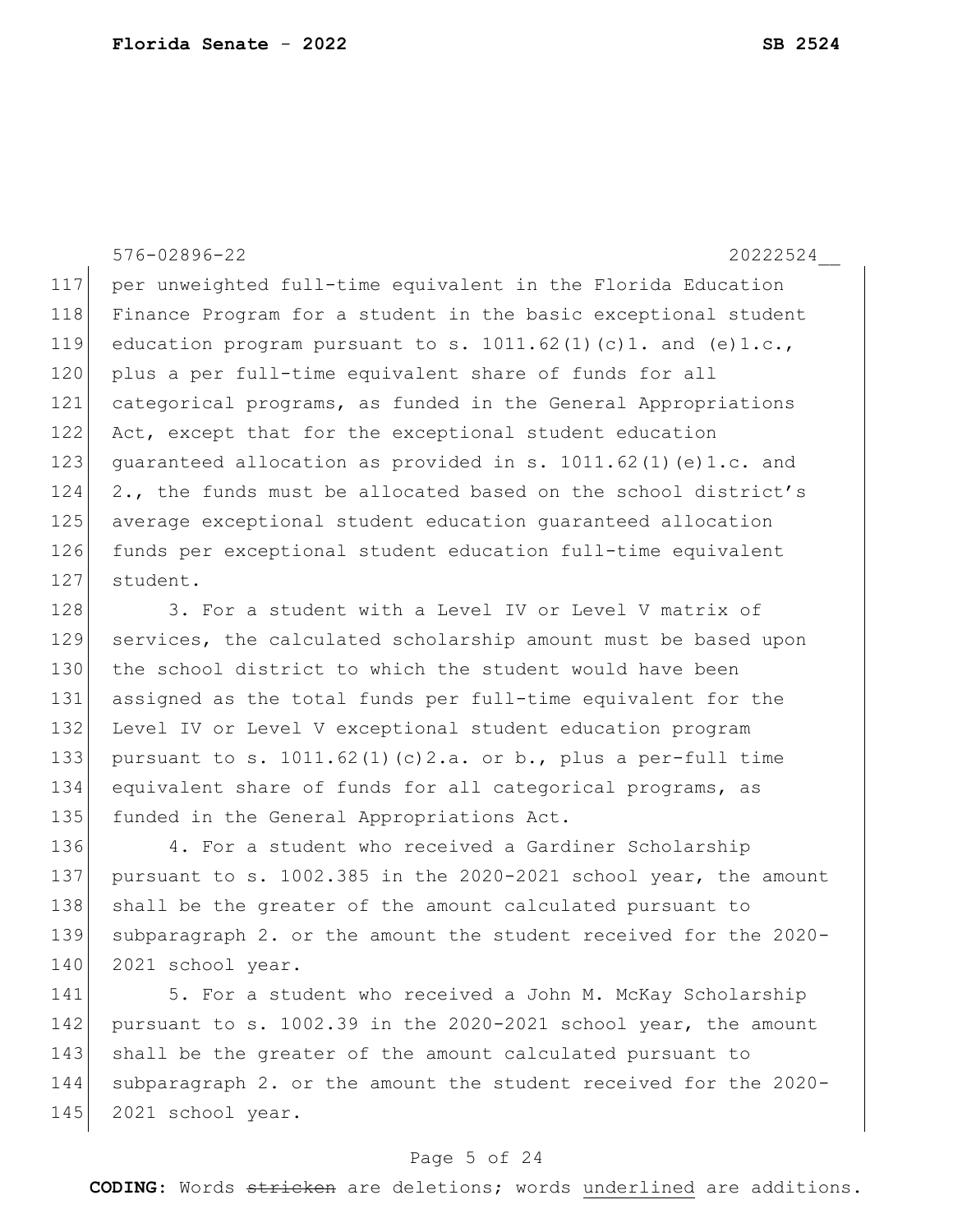per unweighted full-time equivalent in the Florida Education Finance Program for a student in the basic exceptional student education program pursuant to s. 1011.62(1)(c)1. and (e)1.c., plus a per full-time equivalent share of funds for all categorical programs, as funded in the General Appropriations Act, except that for the exceptional student education guaranteed allocation as provided in s. 1011.62(1)(e)1.c. and 2., the funds must be allocated based on the school district's average exceptional student education guaranteed allocation funds per exceptional student education full-time equivalent student.

3. For a student with a Level IV or Level V matrix of services, the calculated scholarship amount must be based upon the school district to which the student would have been assigned as the total funds per full-time equivalent for the Level IV or Level V exceptional student education program pursuant to s. 1011.62(1)(c)2.a. or b., plus a per-full time equivalent share of funds for all categorical programs, as funded in the General Appropriations Act.

4. For a student who received a Gardiner Scholarship pursuant to s. 1002.385 in the 2020-2021 school year, the amount shall be the greater of the amount calculated pursuant to subparagraph 2. or the amount the student received for the 2020-2021 school year.

5. For a student who received a John M. McKay Scholarship pursuant to s. 1002.39 in the 2020-2021 school year, the amount shall be the greater of the amount calculated pursuant to subparagraph 2. or the amount the student received for the 2020-2021 school year.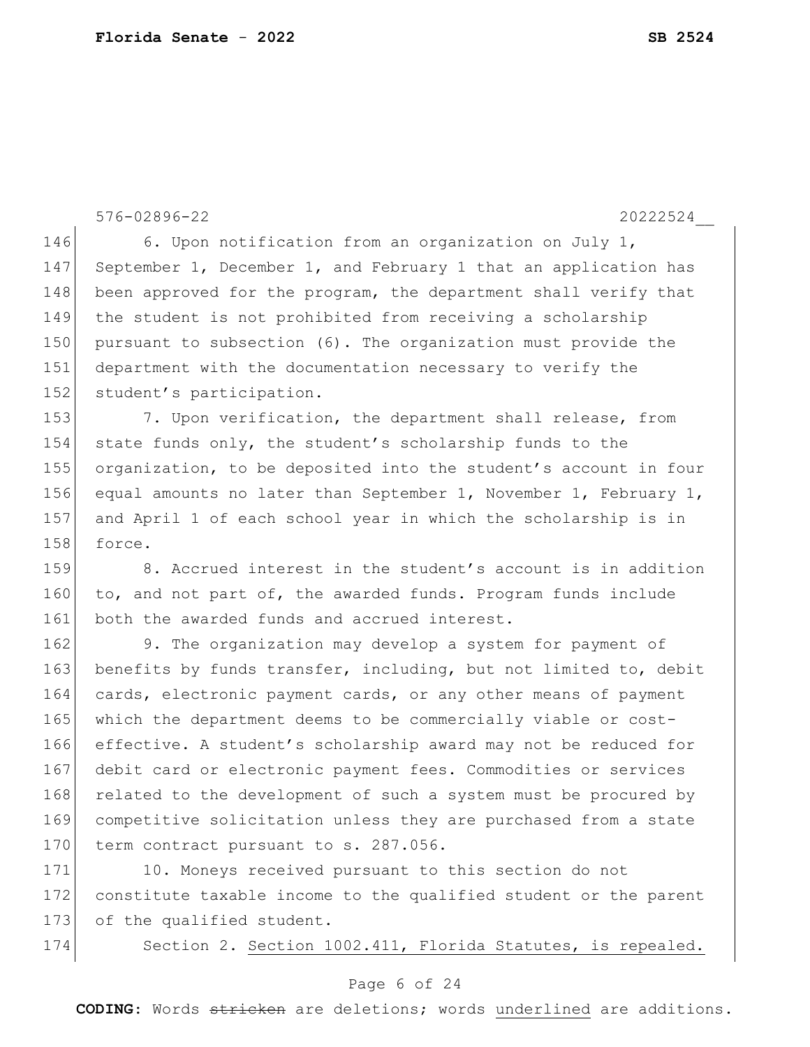576-02896-22 20222524__

146 6. Upon notification from an organization on July 1,
147 September 1, December 1, and February 1 that an application has
148 been approved for the program, the department shall verify that
149 the student is not prohibited from receiving a scholarship
150 pursuant to subsection (6). The organization must provide the
151 department with the documentation necessary to verify the
152 student's participation.

153 7. Upon verification, the department shall release, from
154 state funds only, the student's scholarship funds to the
155 organization, to be deposited into the student's account in four
156 equal amounts no later than September 1, November 1, February 1,
157 and April 1 of each school year in which the scholarship is in
158 force.

159 8. Accrued interest in the student's account is in addition
160 to, and not part of, the awarded funds. Program funds include
161 both the awarded funds and accrued interest.

162 9. The organization may develop a system for payment of
163 benefits by funds transfer, including, but not limited to, debit
164 cards, electronic payment cards, or any other means of payment
165 which the department deems to be commercially viable or cost-
166 effective. A student's scholarship award may not be reduced for
167 debit card or electronic payment fees. Commodities or services
168 related to the development of such a system must be procured by
169 competitive solicitation unless they are purchased from a state
170 term contract pursuant to s. 287.056.

171 10. Moneys received pursuant to this section do not
172 constitute taxable income to the qualified student or the parent
173 of the qualified student.

174 Section 2. <u>Section 1002.411, Florida Statutes, is repealed.</u>

**CODING:** Words ~~stricken~~ are deletions; words <u>underlined</u> are additions.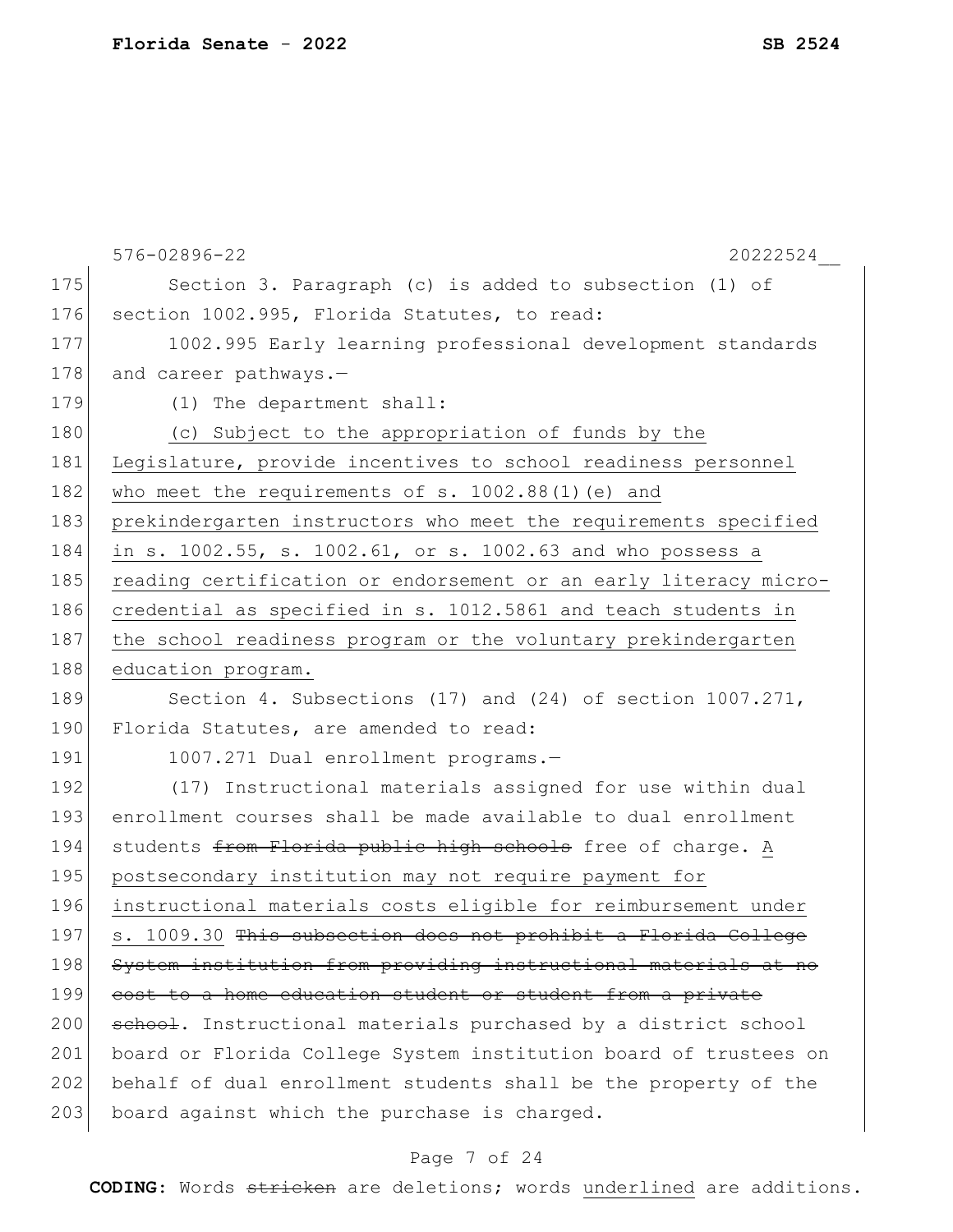Section 3. Paragraph (c) is added to subsection (1) of section 1002.995, Florida Statutes, to read:

1002.995 Early learning professional development standards and career pathways.—

(1) The department shall:

<u>(c) Subject to the appropriation of funds by the Legislature, provide incentives to school readiness personnel who meet the requirements of s. 1002.88(1)(e) and prekindergarten instructors who meet the requirements specified in s. 1002.55, s. 1002.61, or s. 1002.63 and who possess a reading certification or endorsement or an early literacy micro-credential as specified in s. 1012.5861 and teach students in the school readiness program or the voluntary prekindergarten education program.</u>

Section 4. Subsections (17) and (24) of section 1007.271, Florida Statutes, are amended to read:

1007.271 Dual enrollment programs.—

(17) Instructional materials assigned for use within dual enrollment courses shall be made available to dual enrollment students ~~from Florida public high schools~~ free of charge. <u>A postsecondary institution may not require payment for instructional materials costs eligible for reimbursement under s. 1009.30</u> ~~This subsection does not prohibit a Florida College System institution from providing instructional materials at no cost to a home education student or student from a private school~~. Instructional materials purchased by a district school board or Florida College System institution board of trustees on behalf of dual enrollment students shall be the property of the board against which the purchase is charged.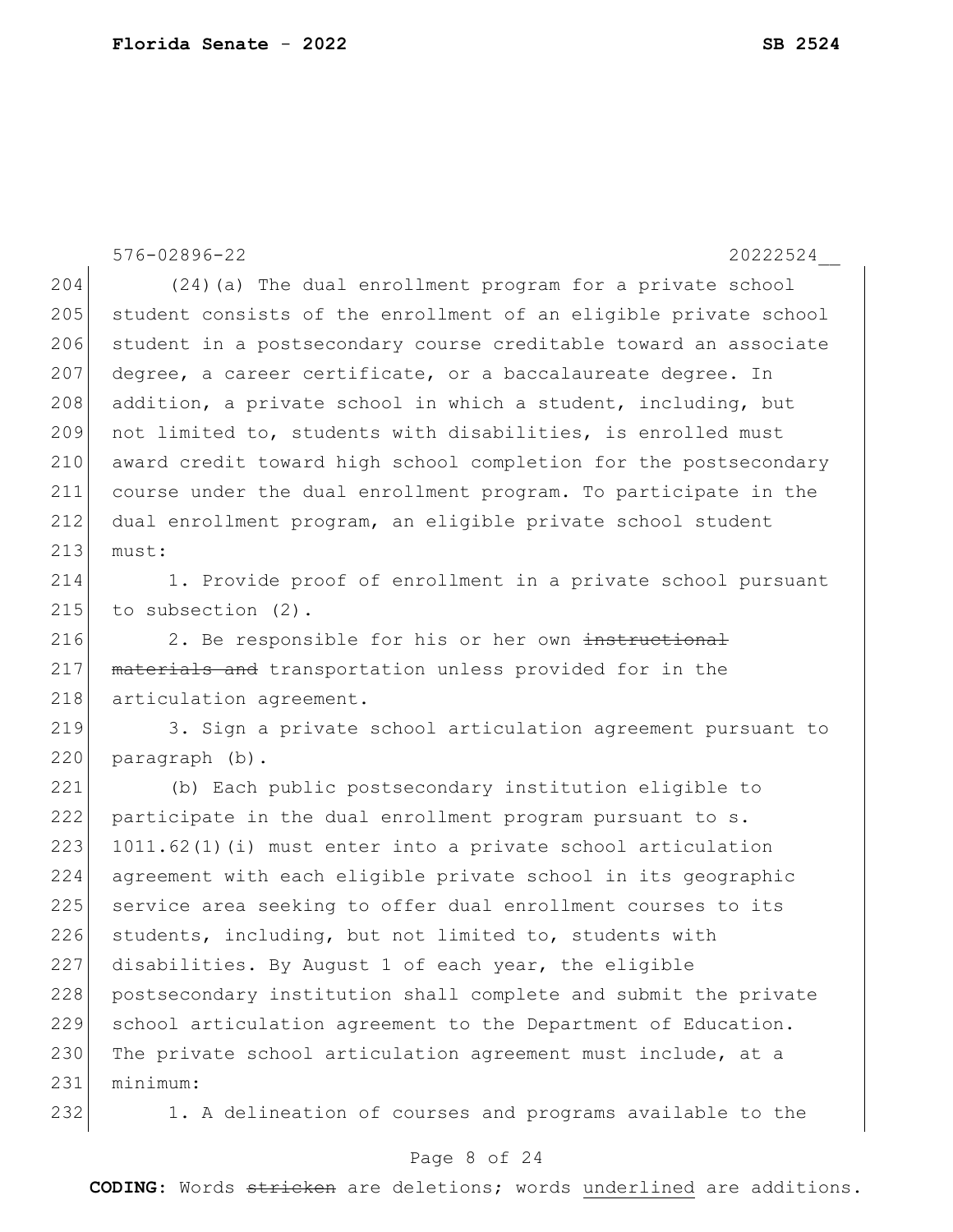(24)(a) The dual enrollment program for a private school student consists of the enrollment of an eligible private school student in a postsecondary course creditable toward an associate degree, a career certificate, or a baccalaureate degree. In addition, a private school in which a student, including, but not limited to, students with disabilities, is enrolled must award credit toward high school completion for the postsecondary course under the dual enrollment program. To participate in the dual enrollment program, an eligible private school student must:

1. Provide proof of enrollment in a private school pursuant to subsection (2).

2. Be responsible for his or her own ~~instructional materials and~~ transportation unless provided for in the articulation agreement.

3. Sign a private school articulation agreement pursuant to paragraph (b).

(b) Each public postsecondary institution eligible to participate in the dual enrollment program pursuant to s. 1011.62(1)(i) must enter into a private school articulation agreement with each eligible private school in its geographic service area seeking to offer dual enrollment courses to its students, including, but not limited to, students with disabilities. By August 1 of each year, the eligible postsecondary institution shall complete and submit the private school articulation agreement to the Department of Education. The private school articulation agreement must include, at a minimum:

1. A delineation of courses and programs available to the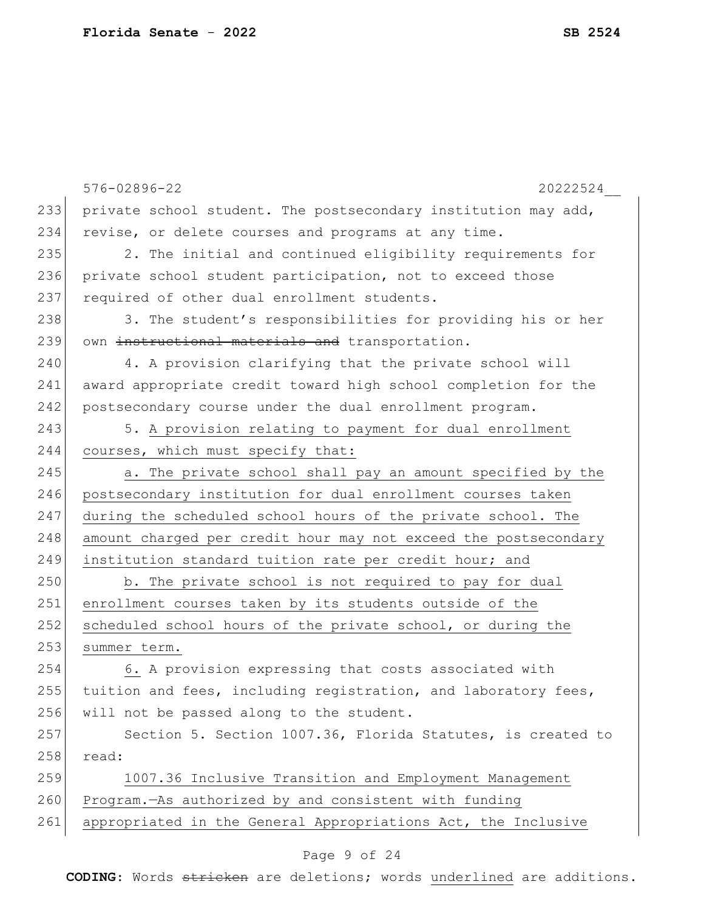private school student. The postsecondary institution may add, revise, or delete courses and programs at any time.

2. The initial and continued eligibility requirements for private school student participation, not to exceed those required of other dual enrollment students.

3. The student's responsibilities for providing his or her own ~~instructional materials and~~ transportation.

4. A provision clarifying that the private school will award appropriate credit toward high school completion for the postsecondary course under the dual enrollment program.

5. <u>A provision relating to payment for dual enrollment courses, which must specify that:</u>

<u>a. The private school shall pay an amount specified by the postsecondary institution for dual enrollment courses taken during the scheduled school hours of the private school. The amount charged per credit hour may not exceed the postsecondary institution standard tuition rate per credit hour; and</u>

<u>b. The private school is not required to pay for dual enrollment courses taken by its students outside of the scheduled school hours of the private school, or during the summer term.</u>

<u>6.</u> A provision expressing that costs associated with tuition and fees, including registration, and laboratory fees, will not be passed along to the student.

Section 5. Section 1007.36, Florida Statutes, is created to read:

<u>1007.36 Inclusive Transition and Employment Management Program.—As authorized by and consistent with funding appropriated in the General Appropriations Act, the Inclusive</u>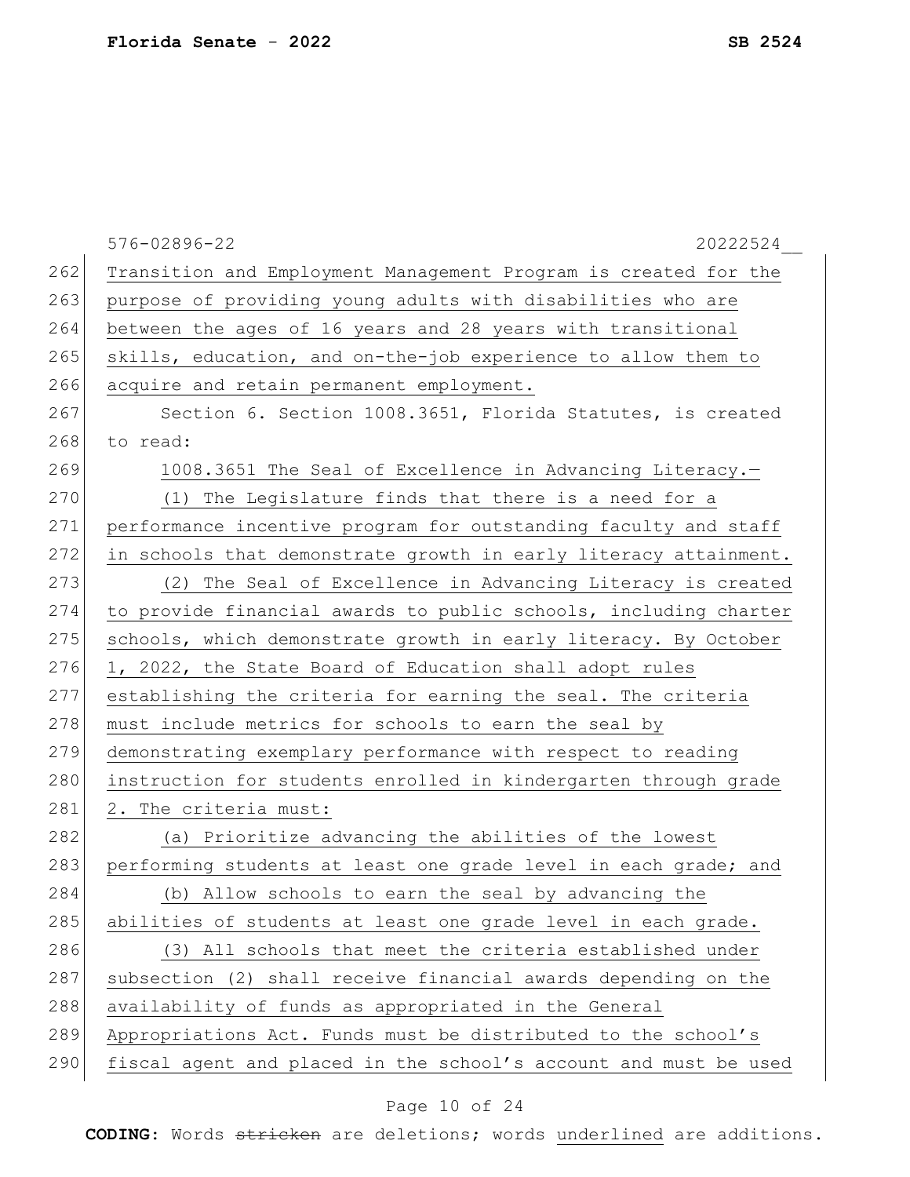Transition and Employment Management Program is created for the purpose of providing young adults with disabilities who are between the ages of 16 years and 28 years with transitional skills, education, and on-the-job experience to allow them to acquire and retain permanent employment.

Section 6. Section 1008.3651, Florida Statutes, is created to read:

1008.3651 The Seal of Excellence in Advancing Literacy.—

(1) The Legislature finds that there is a need for a performance incentive program for outstanding faculty and staff in schools that demonstrate growth in early literacy attainment.

(2) The Seal of Excellence in Advancing Literacy is created to provide financial awards to public schools, including charter schools, which demonstrate growth in early literacy. By October 1, 2022, the State Board of Education shall adopt rules establishing the criteria for earning the seal. The criteria must include metrics for schools to earn the seal by demonstrating exemplary performance with respect to reading instruction for students enrolled in kindergarten through grade 2. The criteria must:

(a) Prioritize advancing the abilities of the lowest performing students at least one grade level in each grade; and

(b) Allow schools to earn the seal by advancing the abilities of students at least one grade level in each grade.

(3) All schools that meet the criteria established under subsection (2) shall receive financial awards depending on the availability of funds as appropriated in the General Appropriations Act. Funds must be distributed to the school's fiscal agent and placed in the school's account and must be used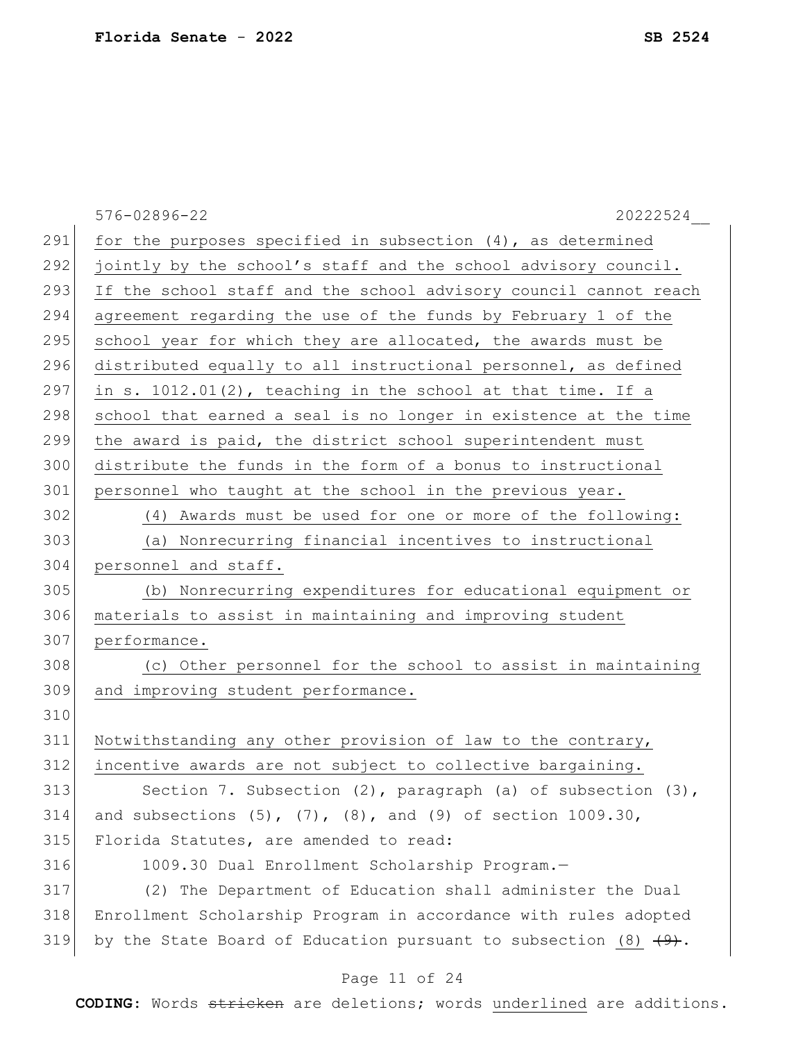for the purposes specified in subsection (4), as determined jointly by the school's staff and the school advisory council. If the school staff and the school advisory council cannot reach agreement regarding the use of the funds by February 1 of the school year for which they are allocated, the awards must be distributed equally to all instructional personnel, as defined in s. 1012.01(2), teaching in the school at that time. If a school that earned a seal is no longer in existence at the time the award is paid, the district school superintendent must distribute the funds in the form of a bonus to instructional personnel who taught at the school in the previous year.

(4) Awards must be used for one or more of the following:

(a) Nonrecurring financial incentives to instructional personnel and staff.

(b) Nonrecurring expenditures for educational equipment or materials to assist in maintaining and improving student performance.

(c) Other personnel for the school to assist in maintaining and improving student performance.

Notwithstanding any other provision of law to the contrary, incentive awards are not subject to collective bargaining.

Section 7. Subsection (2), paragraph (a) of subsection (3), and subsections (5), (7), (8), and (9) of section 1009.30, Florida Statutes, are amended to read:

1009.30 Dual Enrollment Scholarship Program.—

(2) The Department of Education shall administer the Dual Enrollment Scholarship Program in accordance with rules adopted by the State Board of Education pursuant to subsection (8) ~~(9)~~.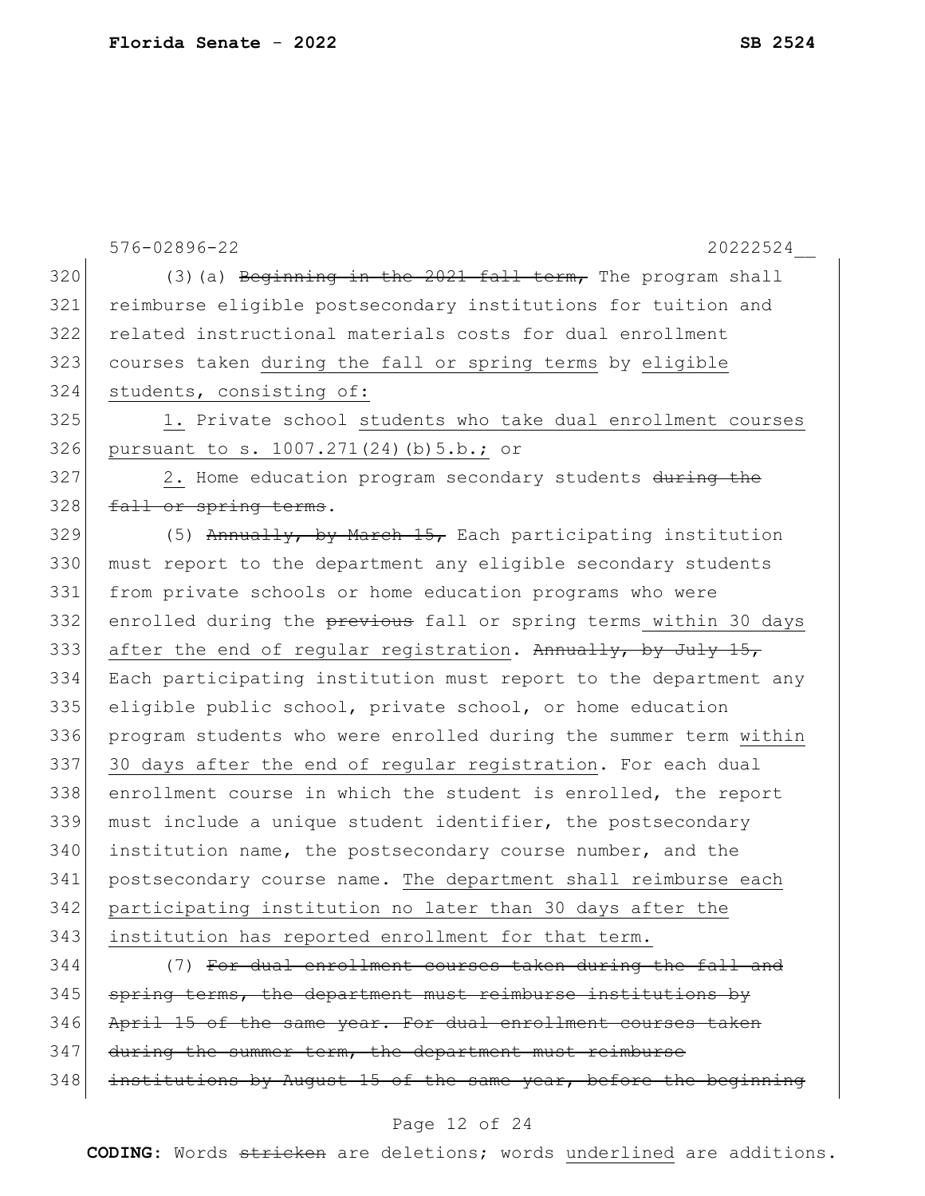576-02896-22 20222524__

320 (3)(a) ~~Beginning in the 2021 fall term,~~ The program shall
321 reimburse eligible postsecondary institutions for tuition and
322 related instructional materials costs for dual enrollment
323 courses taken <u>during the fall or spring terms</u> by <u>eligible</u>
324 <u>students, consisting of:</u>

325 <u>1.</u> Private school <u>students who take dual enrollment courses</u>
326 <u>pursuant to s. 1007.271(24)(b)5.b.;</u> or

327 <u>2.</u> Home education program secondary students ~~during the~~
328 ~~fall or spring terms~~.

329 (5) ~~Annually, by March 15,~~ Each participating institution
330 must report to the department any eligible secondary students
331 from private schools or home education programs who were
332 enrolled during the ~~previous~~ fall or spring terms<u> within 30 days</u>
333 <u>after the end of regular registration</u>. ~~Annually, by July 15,~~
334 Each participating institution must report to the department any
335 eligible public school, private school, or home education
336 program students who were enrolled during the summer term <u>within</u>
337 <u>30 days after the end of regular registration</u>. For each dual
338 enrollment course in which the student is enrolled, the report
339 must include a unique student identifier, the postsecondary
340 institution name, the postsecondary course number, and the
341 postsecondary course name. <u>The department shall reimburse each</u>
342 <u>participating institution no later than 30 days after the</u>
343 <u>institution has reported enrollment for that term.</u>

344 (7) ~~For dual enrollment courses taken during the fall and~~
345 ~~spring terms, the department must reimburse institutions by~~
346 ~~April 15 of the same year. For dual enrollment courses taken~~
347 ~~during the summer term, the department must reimburse~~
348 ~~institutions by August 15 of the same year, before the beginning~~

**CODING:** Words ~~stricken~~ are deletions; words <u>underlined</u> are additions.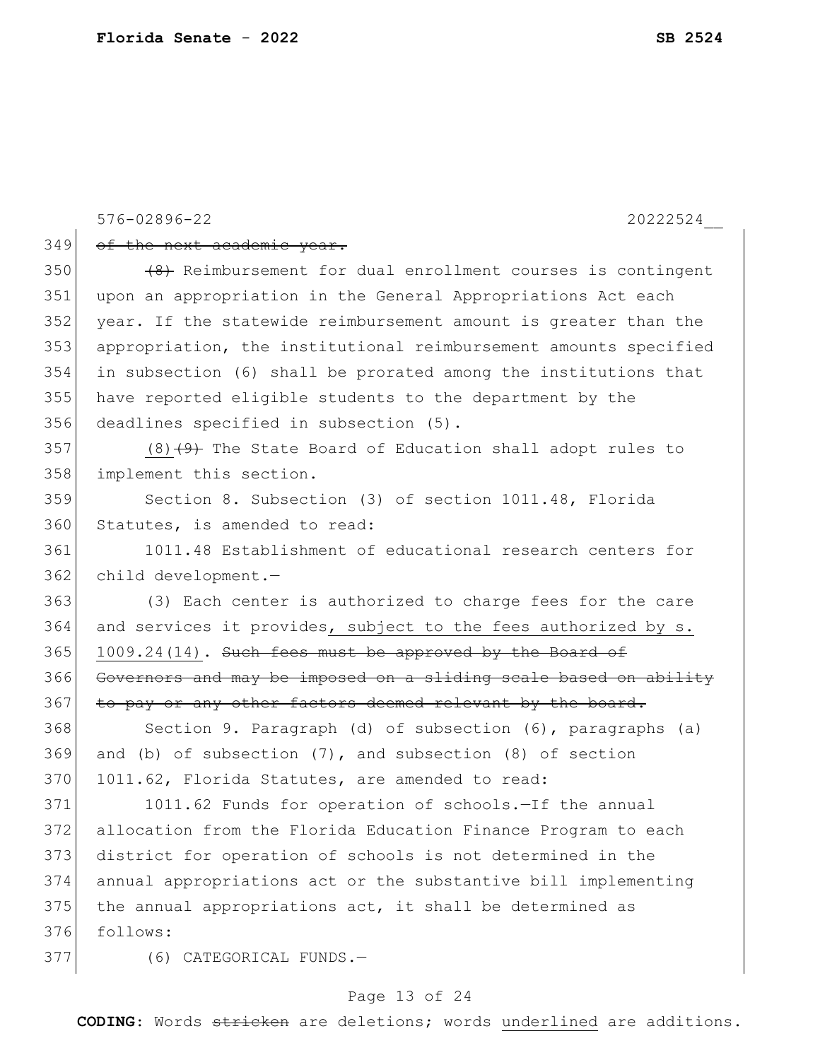~~of the next academic year.~~

~~(8)~~ Reimbursement for dual enrollment courses is contingent upon an appropriation in the General Appropriations Act each year. If the statewide reimbursement amount is greater than the appropriation, the institutional reimbursement amounts specified in subsection (6) shall be prorated among the institutions that have reported eligible students to the department by the deadlines specified in subsection (5).

(8)~~(9)~~ The State Board of Education shall adopt rules to implement this section.

Section 8. Subsection (3) of section 1011.48, Florida Statutes, is amended to read:

1011.48 Establishment of educational research centers for child development.—

(3) Each center is authorized to charge fees for the care and services it provides<u>, subject to the fees authorized by s. 1009.24(14)</u>. ~~Such fees must be approved by the Board of Governors and may be imposed on a sliding scale based on ability to pay or any other factors deemed relevant by the board.~~

Section 9. Paragraph (d) of subsection (6), paragraphs (a) and (b) of subsection (7), and subsection (8) of section 1011.62, Florida Statutes, are amended to read:

1011.62 Funds for operation of schools.—If the annual allocation from the Florida Education Finance Program to each district for operation of schools is not determined in the annual appropriations act or the substantive bill implementing the annual appropriations act, it shall be determined as follows:

(6) CATEGORICAL FUNDS.—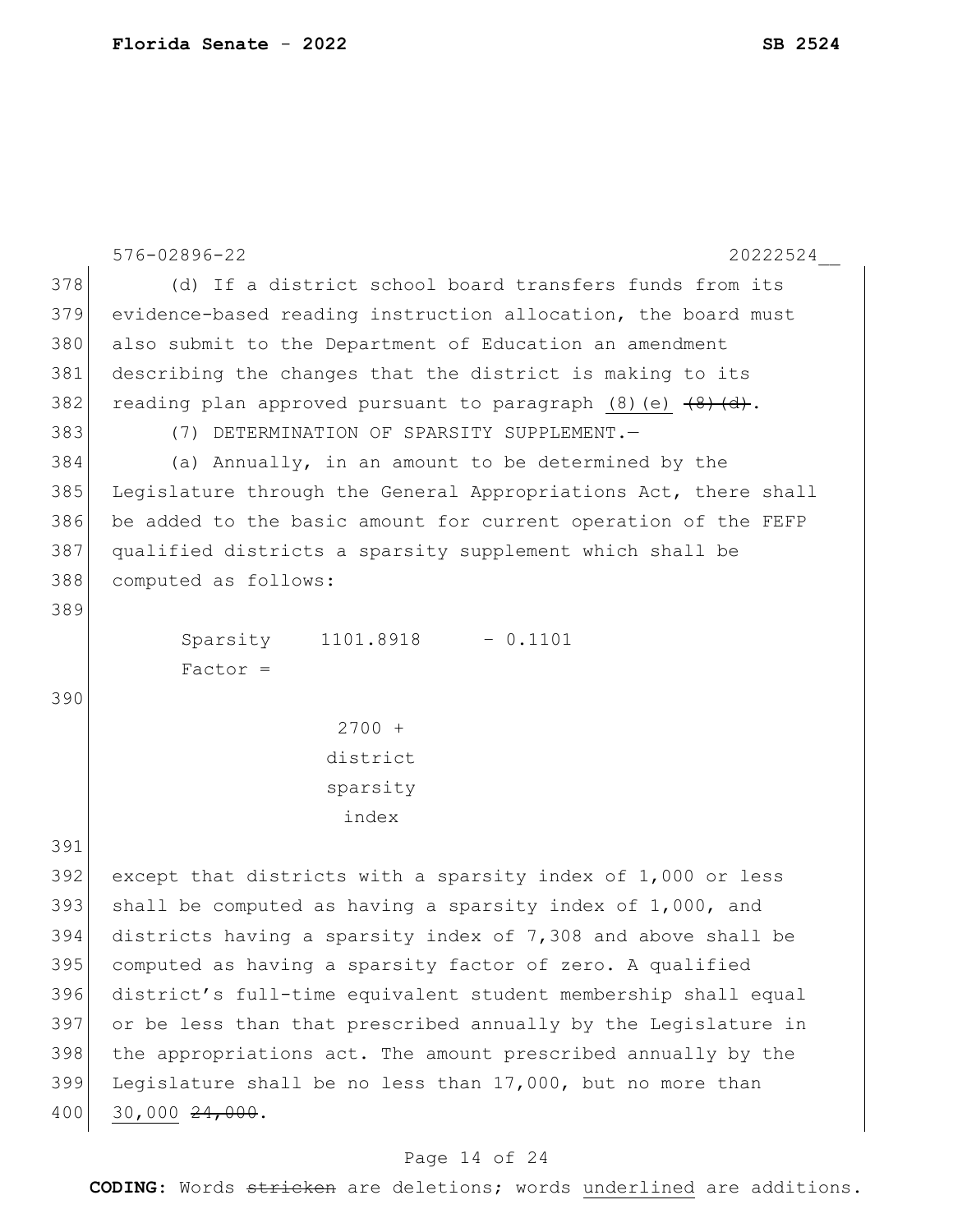576-02896-22 20222524__

(d) If a district school board transfers funds from its evidence-based reading instruction allocation, the board must also submit to the Department of Education an amendment describing the changes that the district is making to its reading plan approved pursuant to paragraph <u>(8)(e)</u> ~~(8)(d)~~.

(7) DETERMINATION OF SPARSITY SUPPLEMENT.—

(a) Annually, in an amount to be determined by the Legislature through the General Appropriations Act, there shall be added to the basic amount for current operation of the FEFP qualified districts a sparsity supplement which shall be computed as follows:

$$\text{Sparsity Factor} = \frac{1101.8918}{2700 + \text{district sparsity index}} - 0.1101$$

except that districts with a sparsity index of 1,000 or less shall be computed as having a sparsity index of 1,000, and districts having a sparsity index of 7,308 and above shall be computed as having a sparsity factor of zero. A qualified district's full-time equivalent student membership shall equal or be less than that prescribed annually by the Legislature in the appropriations act. The amount prescribed annually by the Legislature shall be no less than 17,000, but no more than <u>30,000</u> ~~24,000~~.

**CODING:** Words ~~stricken~~ are deletions; words <u>underlined</u> are additions.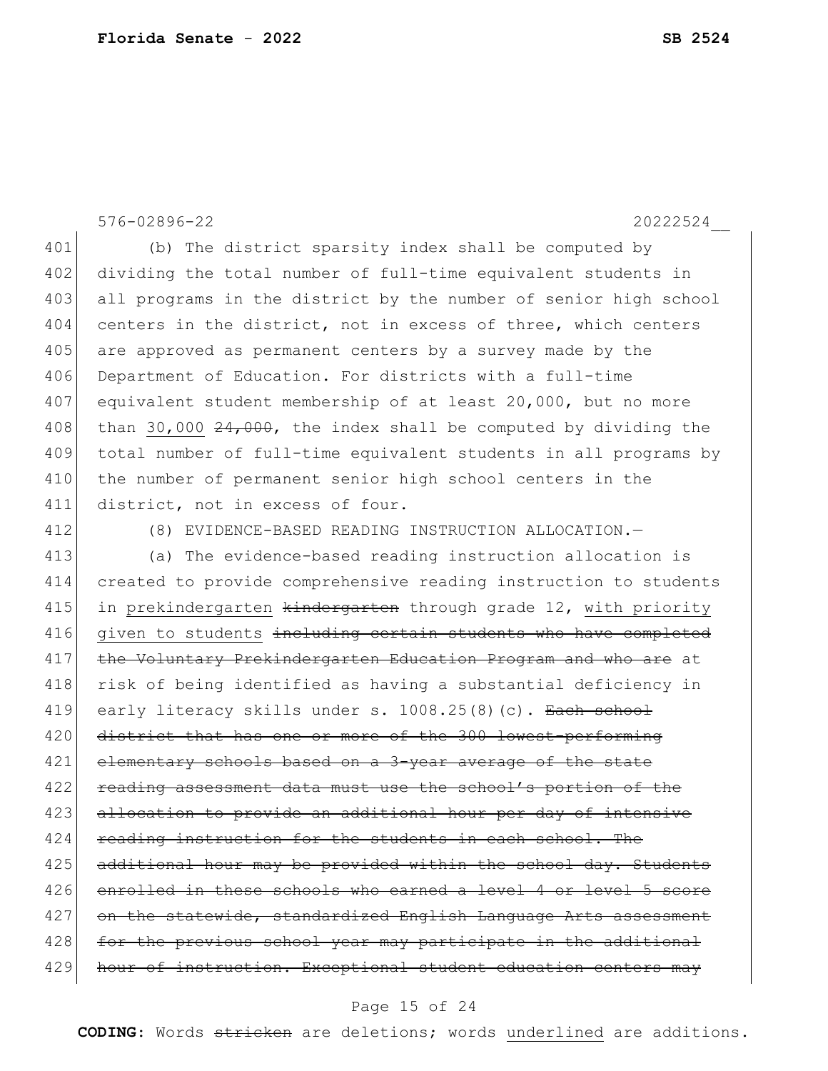(b) The district sparsity index shall be computed by dividing the total number of full-time equivalent students in all programs in the district by the number of senior high school centers in the district, not in excess of three, which centers are approved as permanent centers by a survey made by the Department of Education. For districts with a full-time equivalent student membership of at least 20,000, but no more than <u>30,000</u> ~~24,000~~, the index shall be computed by dividing the total number of full-time equivalent students in all programs by the number of permanent senior high school centers in the district, not in excess of four.

(8) EVIDENCE-BASED READING INSTRUCTION ALLOCATION.—

(a) The evidence-based reading instruction allocation is created to provide comprehensive reading instruction to students in <u>prekindergarten</u> ~~kindergarten~~ through grade 12, <u>with priority given to students</u> ~~including certain students who have completed the Voluntary Prekindergarten Education Program and who are~~ at risk of being identified as having a substantial deficiency in early literacy skills under s. 1008.25(8)(c). ~~Each school district that has one or more of the 300 lowest-performing elementary schools based on a 3-year average of the state reading assessment data must use the school's portion of the allocation to provide an additional hour per day of intensive reading instruction for the students in each school. The additional hour may be provided within the school day. Students enrolled in these schools who earned a level 4 or level 5 score on the statewide, standardized English Language Arts assessment for the previous school year may participate in the additional hour of instruction. Exceptional student education centers may~~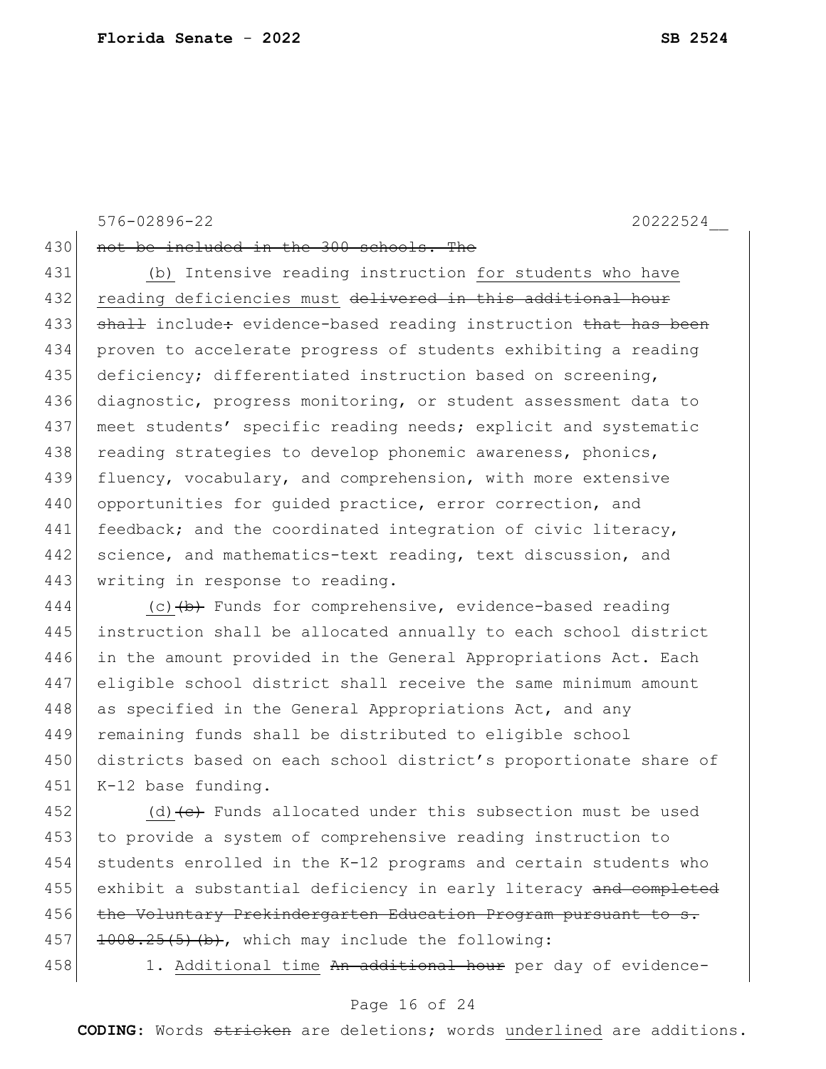576-02896-22 20222524__

430 ~~not be included in the 300 schools. The~~

431 <u>(b)</u> Intensive reading instruction <u>for students who have</u>
432 <u>reading deficiencies must</u> ~~delivered in this additional hour~~
433 ~~shall~~ include~~:~~ evidence-based reading instruction ~~that has been~~
434 proven to accelerate progress of students exhibiting a reading
435 deficiency; differentiated instruction based on screening,
436 diagnostic, progress monitoring, or student assessment data to
437 meet students' specific reading needs; explicit and systematic
438 reading strategies to develop phonemic awareness, phonics,
439 fluency, vocabulary, and comprehension, with more extensive
440 opportunities for guided practice, error correction, and
441 feedback; and the coordinated integration of civic literacy,
442 science, and mathematics-text reading, text discussion, and
443 writing in response to reading.

444 <u>(c)</u>~~(b)~~ Funds for comprehensive, evidence-based reading
445 instruction shall be allocated annually to each school district
446 in the amount provided in the General Appropriations Act. Each
447 eligible school district shall receive the same minimum amount
448 as specified in the General Appropriations Act, and any
449 remaining funds shall be distributed to eligible school
450 districts based on each school district's proportionate share of
451 K-12 base funding.

452 <u>(d)</u>~~(c)~~ Funds allocated under this subsection must be used
453 to provide a system of comprehensive reading instruction to
454 students enrolled in the K-12 programs and certain students who
455 exhibit a substantial deficiency in early literacy ~~and completed~~
456 ~~the Voluntary Prekindergarten Education Program pursuant to s.~~
457 ~~1008.25(5)(b)~~, which may include the following:

458 1. <u>Additional time</u> ~~An additional hour~~ per day of evidence-

**CODING:** Words ~~stricken~~ are deletions; words <u>underlined</u> are additions.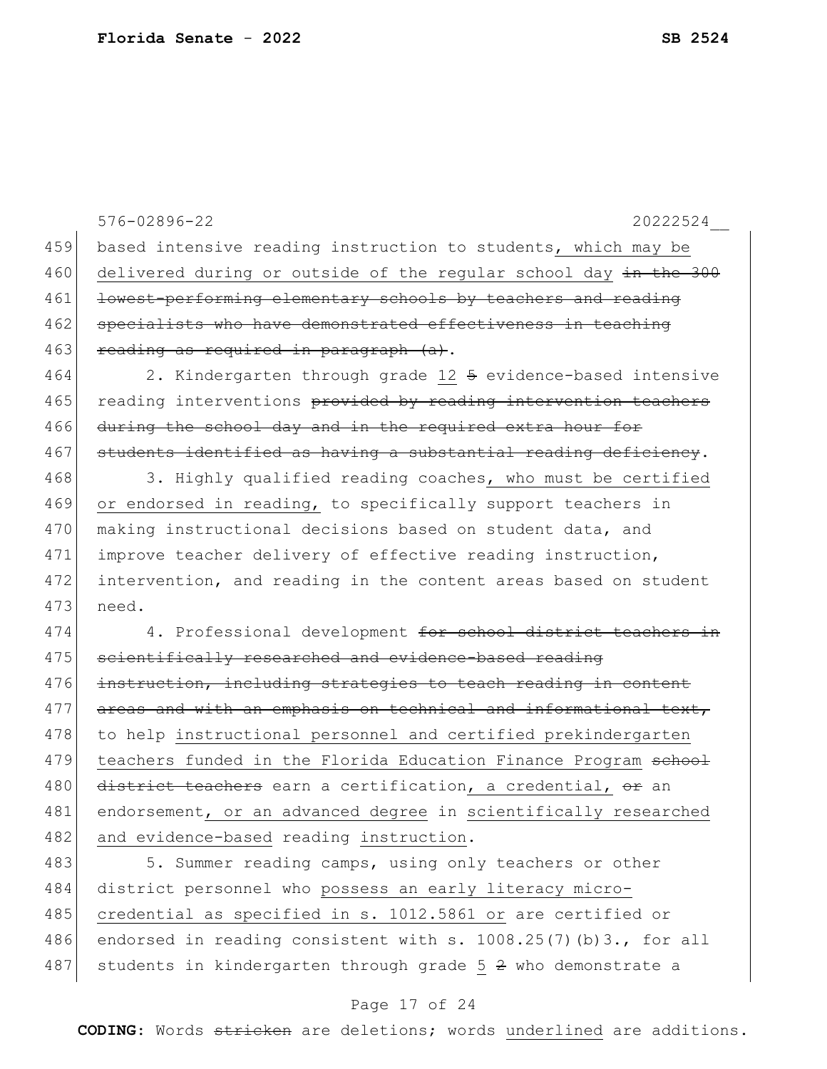576-02896-22 20222524__

459 based intensive reading instruction to students, which may be
460 delivered during or outside of the regular school day ~~in the 300~~
461 ~~lowest-performing elementary schools by teachers and reading~~
462 ~~specialists who have demonstrated effectiveness in teaching~~
463 ~~reading as required in paragraph (a)~~.

464 2. Kindergarten through grade 12 ~~5~~ evidence-based intensive
465 reading interventions ~~provided by reading intervention teachers~~
466 ~~during the school day and in the required extra hour for~~
467 ~~students identified as having a substantial reading deficiency~~.

468 3. Highly qualified reading coaches, who must be certified
469 or endorsed in reading, to specifically support teachers in
470 making instructional decisions based on student data, and
471 improve teacher delivery of effective reading instruction,
472 intervention, and reading in the content areas based on student
473 need.

474 4. Professional development ~~for school district teachers in~~
475 ~~scientifically researched and evidence-based reading~~
476 ~~instruction, including strategies to teach reading in content~~
477 ~~areas and with an emphasis on technical and informational text,~~
478 to help instructional personnel and certified prekindergarten
479 teachers funded in the Florida Education Finance Program ~~school~~
480 ~~district teachers~~ earn a certification, a credential, ~~or~~ an
481 endorsement, or an advanced degree in scientifically researched
482 and evidence-based reading instruction.

483 5. Summer reading camps, using only teachers or other
484 district personnel who possess an early literacy micro-
485 credential as specified in s. 1012.5861 or are certified or
486 endorsed in reading consistent with s. 1008.25(7)(b)3., for all
487 students in kindergarten through grade 5 ~~2~~ who demonstrate a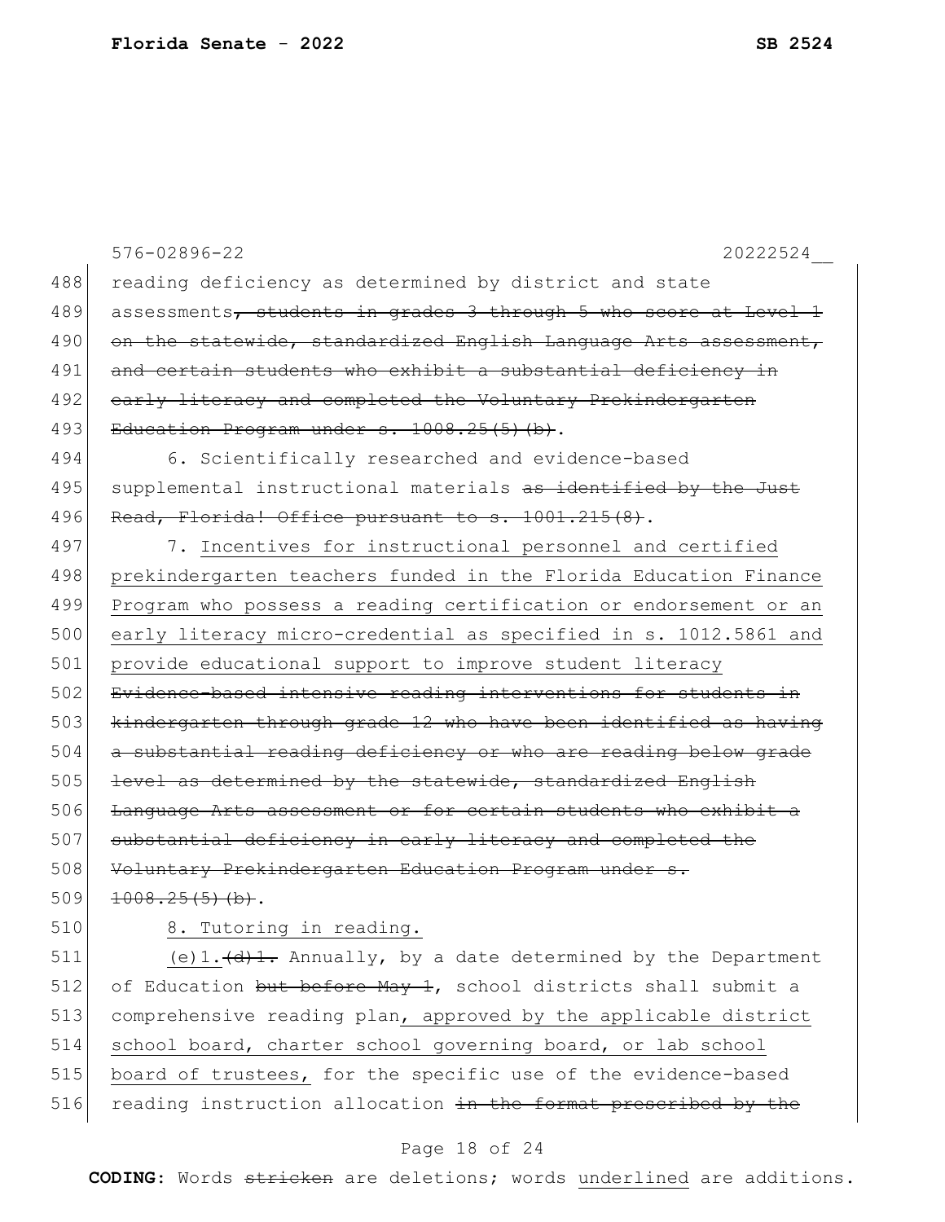reading deficiency as determined by district and state assessments~~, students in grades 3 through 5 who score at Level 1 on the statewide, standardized English Language Arts assessment, and certain students who exhibit a substantial deficiency in early literacy and completed the Voluntary Prekindergarten Education Program under s. 1008.25(5)(b)~~.

6. Scientifically researched and evidence-based supplemental instructional materials ~~as identified by the Just Read, Florida! Office pursuant to s. 1001.215(8)~~.

7. <u>Incentives for instructional personnel and certified prekindergarten teachers funded in the Florida Education Finance Program who possess a reading certification or endorsement or an early literacy micro-credential as specified in s. 1012.5861 and provide educational support to improve student literacy</u> ~~Evidence-based intensive reading interventions for students in kindergarten through grade 12 who have been identified as having a substantial reading deficiency or who are reading below grade level as determined by the statewide, standardized English Language Arts assessment or for certain students who exhibit a substantial deficiency in early literacy and completed the Voluntary Prekindergarten Education Program under s. 1008.25(5)(b)~~.

8. Tutoring in reading.

<u>(e)1.</u>~~(d)1.~~ Annually, by a date determined by the Department of Education ~~but before May 1~~, school districts shall submit a comprehensive reading plan<u>, approved by the applicable district school board, charter school governing board, or lab school board of trustees,</u> for the specific use of the evidence-based reading instruction allocation ~~in the format prescribed by the~~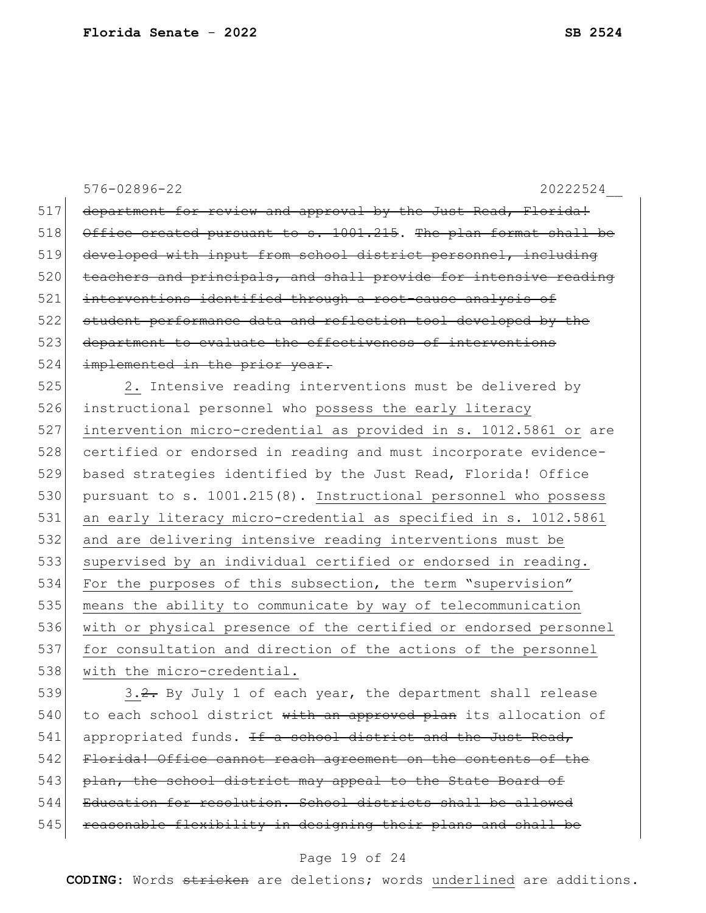~~department for review and approval by the Just Read, Florida! Office created pursuant to s. 1001.215~~. ~~The plan format shall be developed with input from school district personnel, including teachers and principals, and shall provide for intensive reading interventions identified through a root-cause analysis of student performance data and reflection tool developed by the department to evaluate the effectiveness of interventions implemented in the prior year.~~

<u>2.</u> Intensive reading interventions must be delivered by instructional personnel who <u>possess the early literacy intervention micro-credential as provided in s. 1012.5861 or</u> are certified or endorsed in reading and must incorporate evidence-based strategies identified by the Just Read, Florida! Office pursuant to s. 1001.215(8). <u>Instructional personnel who possess an early literacy micro-credential as specified in s. 1012.5861 and are delivering intensive reading interventions must be supervised by an individual certified or endorsed in reading. For the purposes of this subsection, the term "supervision" means the ability to communicate by way of telecommunication with or physical presence of the certified or endorsed personnel for consultation and direction of the actions of the personnel with the micro-credential.</u>

<u>3.</u>~~2.~~ By July 1 of each year, the department shall release to each school district ~~with an approved plan~~ its allocation of appropriated funds. ~~If a school district and the Just Read, Florida! Office cannot reach agreement on the contents of the plan, the school district may appeal to the State Board of Education for resolution. School districts shall be allowed reasonable flexibility in designing their plans and shall be~~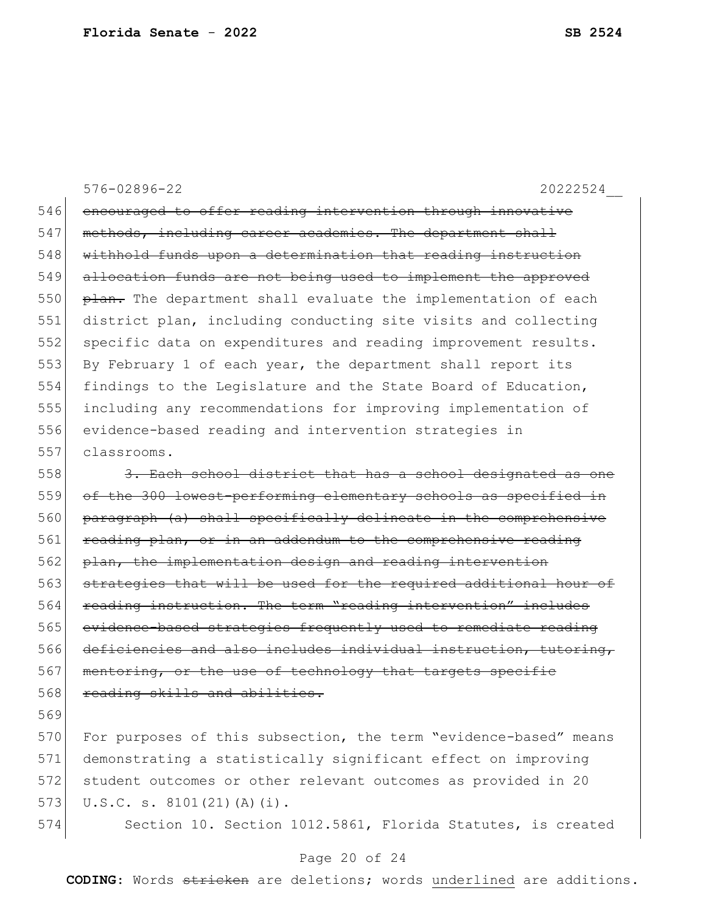~~encouraged to offer reading intervention through innovative methods, including career academies. The department shall withhold funds upon a determination that reading instruction allocation funds are not being used to implement the approved plan.~~ The department shall evaluate the implementation of each district plan, including conducting site visits and collecting specific data on expenditures and reading improvement results. By February 1 of each year, the department shall report its findings to the Legislature and the State Board of Education, including any recommendations for improving implementation of evidence-based reading and intervention strategies in classrooms.

~~3. Each school district that has a school designated as one of the 300 lowest-performing elementary schools as specified in paragraph (a) shall specifically delineate in the comprehensive reading plan, or in an addendum to the comprehensive reading plan, the implementation design and reading intervention strategies that will be used for the required additional hour of reading instruction. The term "reading intervention" includes evidence-based strategies frequently used to remediate reading deficiencies and also includes individual instruction, tutoring, mentoring, or the use of technology that targets specific reading skills and abilities.~~

For purposes of this subsection, the term "evidence-based" means demonstrating a statistically significant effect on improving student outcomes or other relevant outcomes as provided in 20 U.S.C. s. 8101(21)(A)(i).

Section 10. Section 1012.5861, Florida Statutes, is created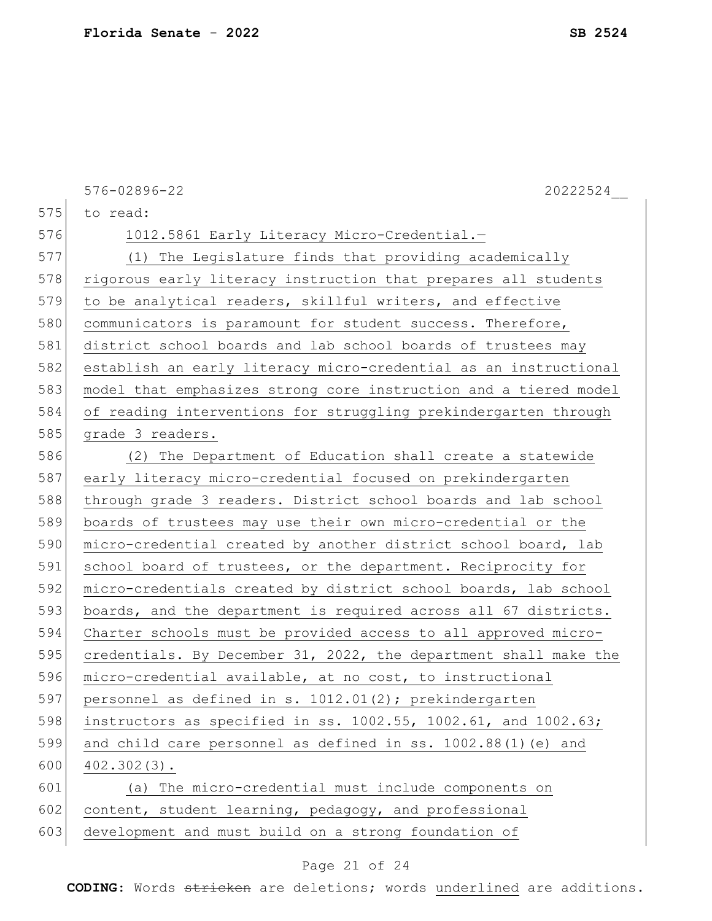to read:

1012.5861 Early Literacy Micro-Credential.—

(1) The Legislature finds that providing academically rigorous early literacy instruction that prepares all students to be analytical readers, skillful writers, and effective communicators is paramount for student success. Therefore, district school boards and lab school boards of trustees may establish an early literacy micro-credential as an instructional model that emphasizes strong core instruction and a tiered model of reading interventions for struggling prekindergarten through grade 3 readers.

(2) The Department of Education shall create a statewide early literacy micro-credential focused on prekindergarten through grade 3 readers. District school boards and lab school boards of trustees may use their own micro-credential or the micro-credential created by another district school board, lab school board of trustees, or the department. Reciprocity for micro-credentials created by district school boards, lab school boards, and the department is required across all 67 districts. Charter schools must be provided access to all approved micro-credentials. By December 31, 2022, the department shall make the micro-credential available, at no cost, to instructional personnel as defined in s. 1012.01(2); prekindergarten instructors as specified in ss. 1002.55, 1002.61, and 1002.63; and child care personnel as defined in ss. 1002.88(1)(e) and 402.302(3).

(a) The micro-credential must include components on content, student learning, pedagogy, and professional development and must build on a strong foundation of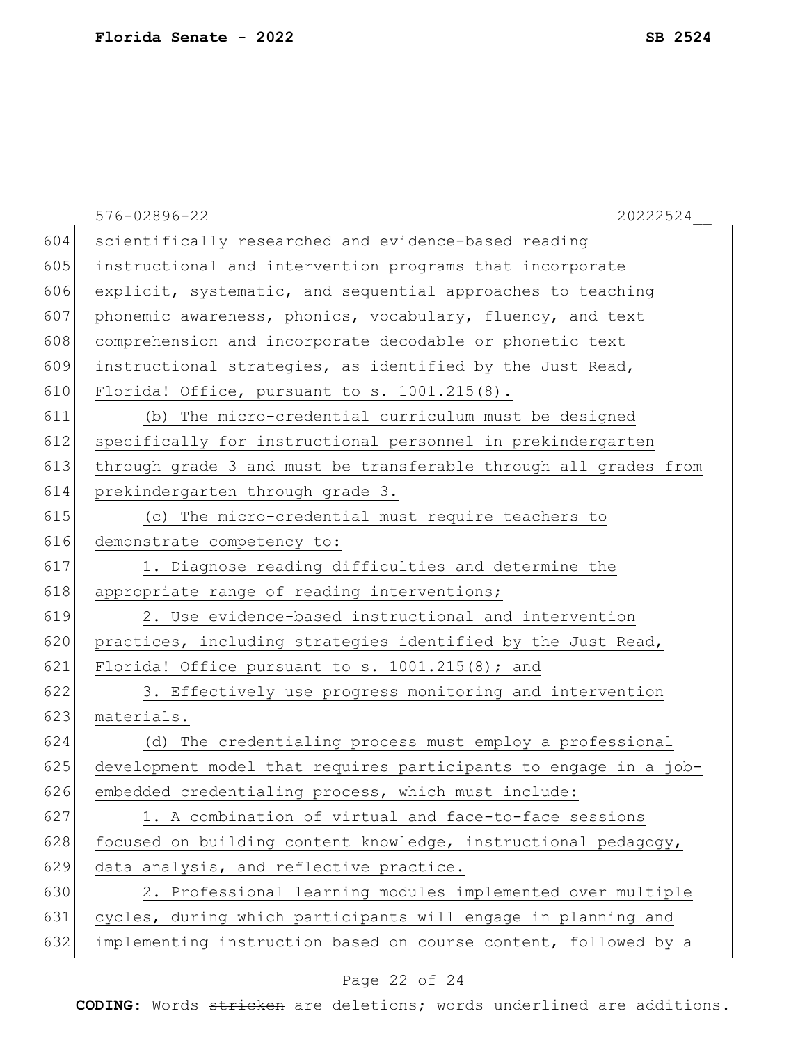scientifically researched and evidence-based reading instructional and intervention programs that incorporate explicit, systematic, and sequential approaches to teaching phonemic awareness, phonics, vocabulary, fluency, and text comprehension and incorporate decodable or phonetic text instructional strategies, as identified by the Just Read, Florida! Office, pursuant to s. 1001.215(8).

(b) The micro-credential curriculum must be designed specifically for instructional personnel in prekindergarten through grade 3 and must be transferable through all grades from prekindergarten through grade 3.

(c) The micro-credential must require teachers to demonstrate competency to:

1. Diagnose reading difficulties and determine the appropriate range of reading interventions;

2. Use evidence-based instructional and intervention practices, including strategies identified by the Just Read, Florida! Office pursuant to s. 1001.215(8); and

3. Effectively use progress monitoring and intervention materials.

(d) The credentialing process must employ a professional development model that requires participants to engage in a job-embedded credentialing process, which must include:

1. A combination of virtual and face-to-face sessions focused on building content knowledge, instructional pedagogy, data analysis, and reflective practice.

2. Professional learning modules implemented over multiple cycles, during which participants will engage in planning and implementing instruction based on course content, followed by a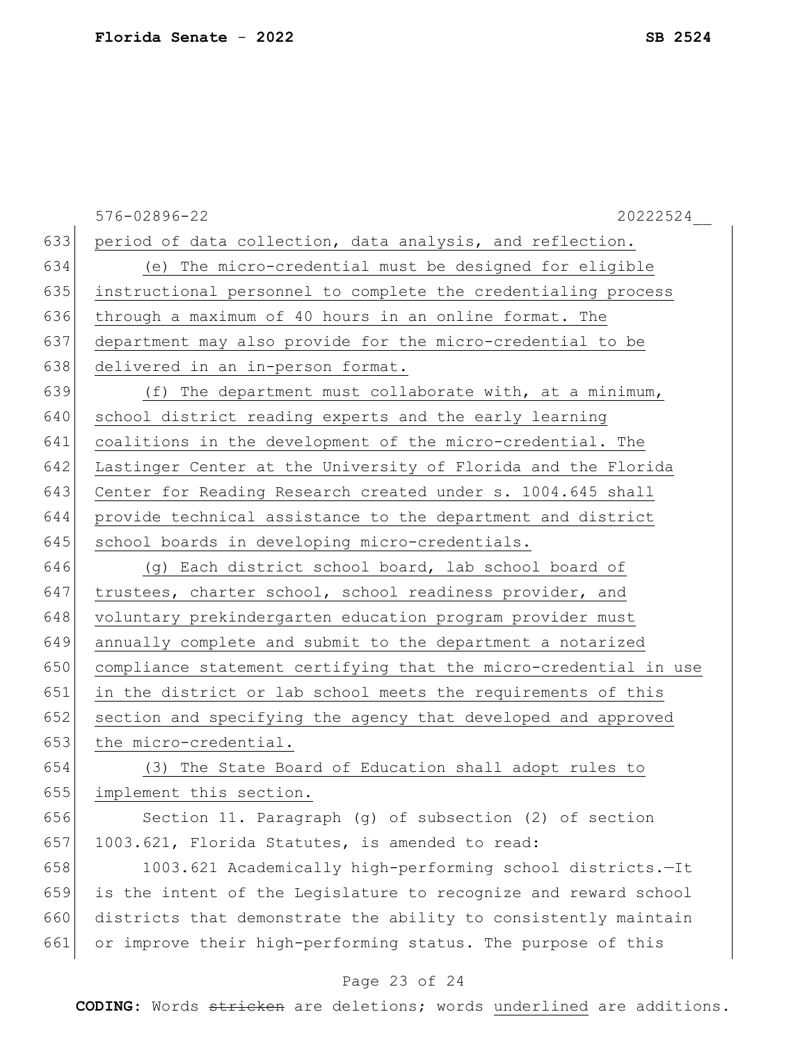period of data collection, data analysis, and reflection.

(e) The micro-credential must be designed for eligible instructional personnel to complete the credentialing process through a maximum of 40 hours in an online format. The department may also provide for the micro-credential to be delivered in an in-person format.

(f) The department must collaborate with, at a minimum, school district reading experts and the early learning coalitions in the development of the micro-credential. The Lastinger Center at the University of Florida and the Florida Center for Reading Research created under s. 1004.645 shall provide technical assistance to the department and district school boards in developing micro-credentials.

(g) Each district school board, lab school board of trustees, charter school, school readiness provider, and voluntary prekindergarten education program provider must annually complete and submit to the department a notarized compliance statement certifying that the micro-credential in use in the district or lab school meets the requirements of this section and specifying the agency that developed and approved the micro-credential.

(3) The State Board of Education shall adopt rules to implement this section.

Section 11. Paragraph (g) of subsection (2) of section 1003.621, Florida Statutes, is amended to read:

1003.621 Academically high-performing school districts.—It is the intent of the Legislature to recognize and reward school districts that demonstrate the ability to consistently maintain or improve their high-performing status. The purpose of this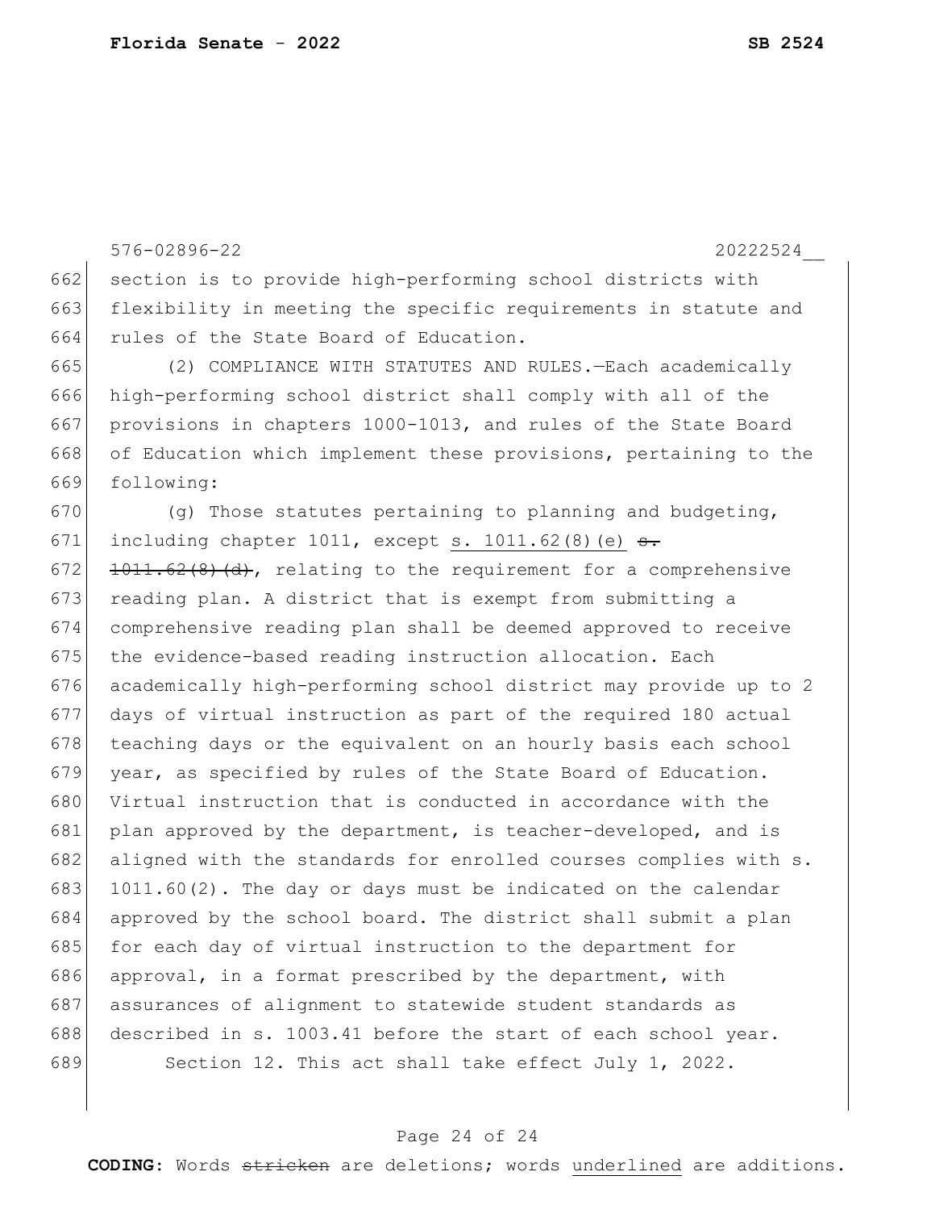section is to provide high-performing school districts with flexibility in meeting the specific requirements in statute and rules of the State Board of Education.

(2) COMPLIANCE WITH STATUTES AND RULES.—Each academically high-performing school district shall comply with all of the provisions in chapters 1000-1013, and rules of the State Board of Education which implement these provisions, pertaining to the following:

(g) Those statutes pertaining to planning and budgeting, including chapter 1011, except s. 1011.62(8)(e) ~~s. 1011.62(8)(d)~~, relating to the requirement for a comprehensive reading plan. A district that is exempt from submitting a comprehensive reading plan shall be deemed approved to receive the evidence-based reading instruction allocation. Each academically high-performing school district may provide up to 2 days of virtual instruction as part of the required 180 actual teaching days or the equivalent on an hourly basis each school year, as specified by rules of the State Board of Education. Virtual instruction that is conducted in accordance with the plan approved by the department, is teacher-developed, and is aligned with the standards for enrolled courses complies with s. 1011.60(2). The day or days must be indicated on the calendar approved by the school board. The district shall submit a plan for each day of virtual instruction to the department for approval, in a format prescribed by the department, with assurances of alignment to statewide student standards as described in s. 1003.41 before the start of each school year.

Section 12. This act shall take effect July 1, 2022.